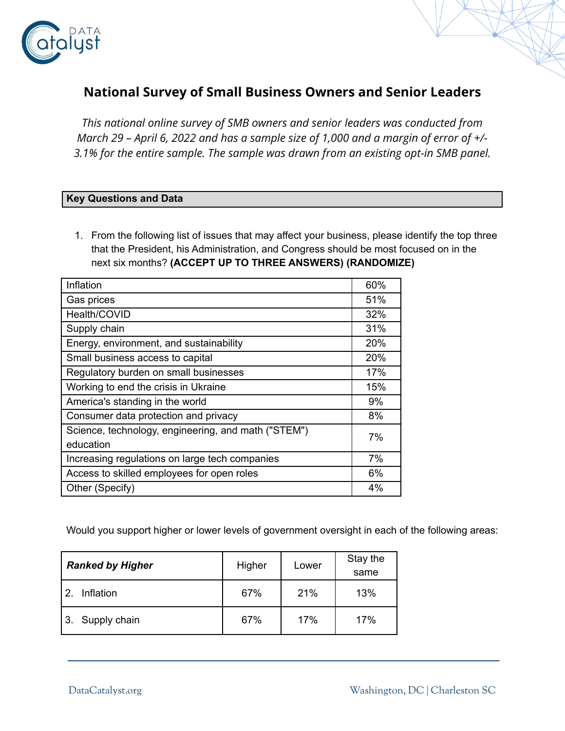# National Survey of Small Business Owners and Senior Leaders

*This national online survey of SMB owners and senior leaders was conducted from March 29 – April 6, 2022 and has a sample size of 1,000 and a margin of error of +/- 3.1% for the entire sample. The sample was drawn from an existing opt-in SMB panel.*

## Key Questions and Data

1. From the following list of issues that may affect your business, please identify the top three that the President, his Administration, and Congress should be most focused on in the next six months? **(ACCEPT UP TO THREE ANSWERS) (RANDOMIZE)**

| Issue | % |
|---|---|
| Inflation | 60% |
| Gas prices | 51% |
| Health/COVID | 32% |
| Supply chain | 31% |
| Energy, environment, and sustainability | 20% |
| Small business access to capital | 20% |
| Regulatory burden on small businesses | 17% |
| Working to end the crisis in Ukraine | 15% |
| America's standing in the world | 9% |
| Consumer data protection and privacy | 8% |
| Science, technology, engineering, and math ("STEM") education | 7% |
| Increasing regulations on large tech companies | 7% |
| Access to skilled employees for open roles | 6% |
| Other (Specify) | 4% |

Would you support higher or lower levels of government oversight in each of the following areas:

| ***Ranked by Higher*** | Higher | Lower | Stay the same |
|---|---|---|---|
| 2. Inflation | 67% | 21% | 13% |
| 3. Supply chain | 67% | 17% | 17% |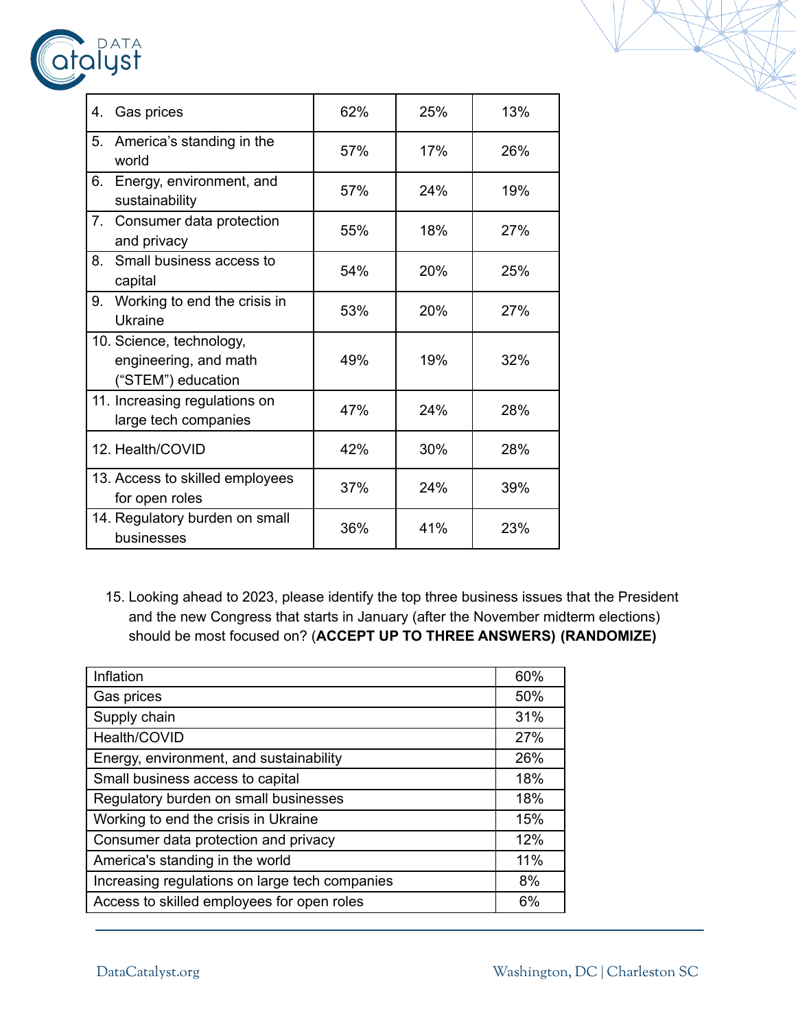| | | | |
|---|---|---|---|
| 4. Gas prices | 62% | 25% | 13% |
| 5. America's standing in the world | 57% | 17% | 26% |
| 6. Energy, environment, and sustainability | 57% | 24% | 19% |
| 7. Consumer data protection and privacy | 55% | 18% | 27% |
| 8. Small business access to capital | 54% | 20% | 25% |
| 9. Working to end the crisis in Ukraine | 53% | 20% | 27% |
| 10. Science, technology, engineering, and math ("STEM") education | 49% | 19% | 32% |
| 11. Increasing regulations on large tech companies | 47% | 24% | 28% |
| 12. Health/COVID | 42% | 30% | 28% |
| 13. Access to skilled employees for open roles | 37% | 24% | 39% |
| 14. Regulatory burden on small businesses | 36% | 41% | 23% |

15. Looking ahead to 2023, please identify the top three business issues that the President and the new Congress that starts in January (after the November midterm elections) should be most focused on? (**ACCEPT UP TO THREE ANSWERS) (RANDOMIZE)**

| | |
|---|---|
| Inflation | 60% |
| Gas prices | 50% |
| Supply chain | 31% |
| Health/COVID | 27% |
| Energy, environment, and sustainability | 26% |
| Small business access to capital | 18% |
| Regulatory burden on small businesses | 18% |
| Working to end the crisis in Ukraine | 15% |
| Consumer data protection and privacy | 12% |
| America's standing in the world | 11% |
| Increasing regulations on large tech companies | 8% |
| Access to skilled employees for open roles | 6% |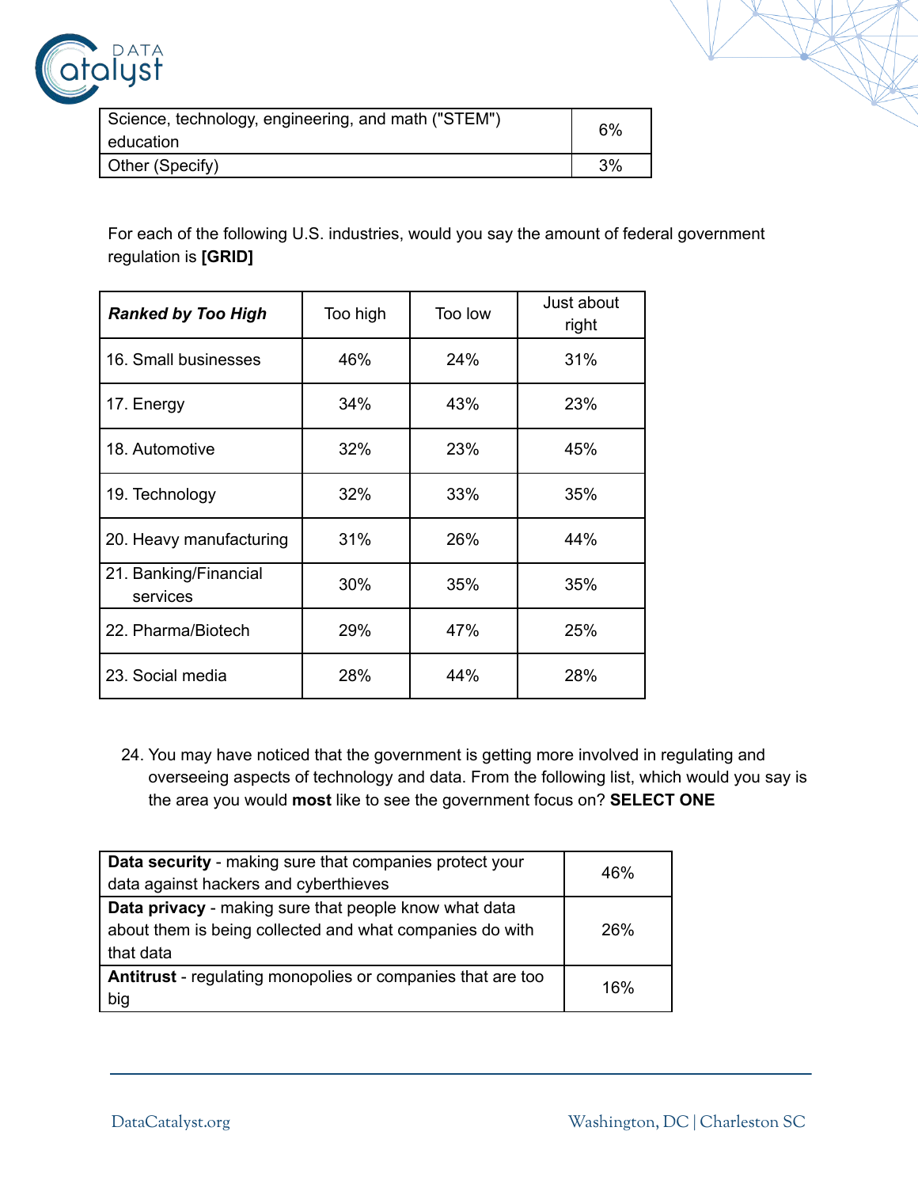| Science, technology, engineering, and math ("STEM") education | 6% |
|---|---|
| Other (Specify) | 3% |

For each of the following U.S. industries, would you say the amount of federal government regulation is **[GRID]**

| ***Ranked by Too High*** | Too high | Too low | Just about right |
|---|---|---|---|
| 16. Small businesses | 46% | 24% | 31% |
| 17. Energy | 34% | 43% | 23% |
| 18. Automotive | 32% | 23% | 45% |
| 19. Technology | 32% | 33% | 35% |
| 20. Heavy manufacturing | 31% | 26% | 44% |
| 21. Banking/Financial services | 30% | 35% | 35% |
| 22. Pharma/Biotech | 29% | 47% | 25% |
| 23. Social media | 28% | 44% | 28% |

24. You may have noticed that the government is getting more involved in regulating and overseeing aspects of technology and data. From the following list, which would you say is the area you would **most** like to see the government focus on? **SELECT ONE**

| **Data security** - making sure that companies protect your data against hackers and cyberthieves | 46% |
|---|---|
| **Data privacy** - making sure that people know what data about them is being collected and what companies do with that data | 26% |
| **Antitrust** - regulating monopolies or companies that are too big | 16% |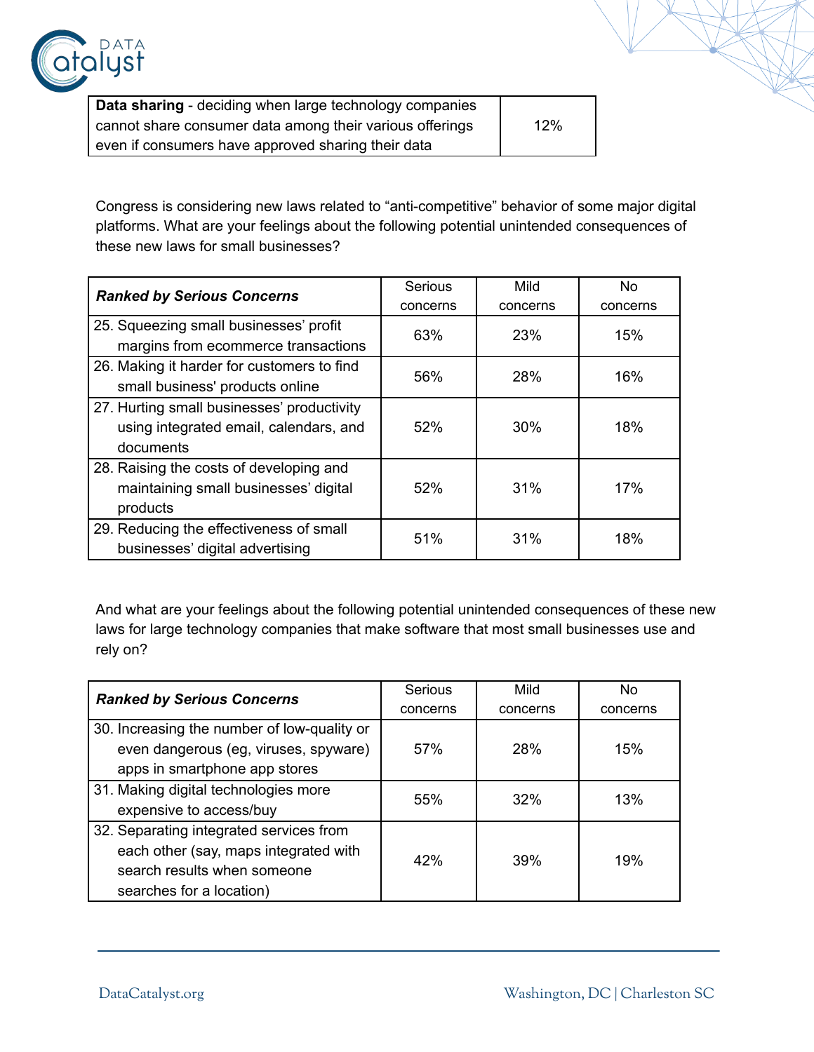| | |
|---|---|
| **Data sharing** - deciding when large technology companies cannot share consumer data among their various offerings even if consumers have approved sharing their data | 12% |

Congress is considering new laws related to “anti-competitive” behavior of some major digital platforms. What are your feelings about the following potential unintended consequences of these new laws for small businesses?

| ***Ranked by Serious Concerns*** | Serious concerns | Mild concerns | No concerns |
|---|---|---|---|
| 25. Squeezing small businesses’ profit margins from ecommerce transactions | 63% | 23% | 15% |
| 26. Making it harder for customers to find small business' products online | 56% | 28% | 16% |
| 27. Hurting small businesses’ productivity using integrated email, calendars, and documents | 52% | 30% | 18% |
| 28. Raising the costs of developing and maintaining small businesses’ digital products | 52% | 31% | 17% |
| 29. Reducing the effectiveness of small businesses’ digital advertising | 51% | 31% | 18% |

And what are your feelings about the following potential unintended consequences of these new laws for large technology companies that make software that most small businesses use and rely on?

| ***Ranked by Serious Concerns*** | Serious concerns | Mild concerns | No concerns |
|---|---|---|---|
| 30. Increasing the number of low-quality or even dangerous (eg, viruses, spyware) apps in smartphone app stores | 57% | 28% | 15% |
| 31. Making digital technologies more expensive to access/buy | 55% | 32% | 13% |
| 32. Separating integrated services from each other (say, maps integrated with search results when someone searches for a location) | 42% | 39% | 19% |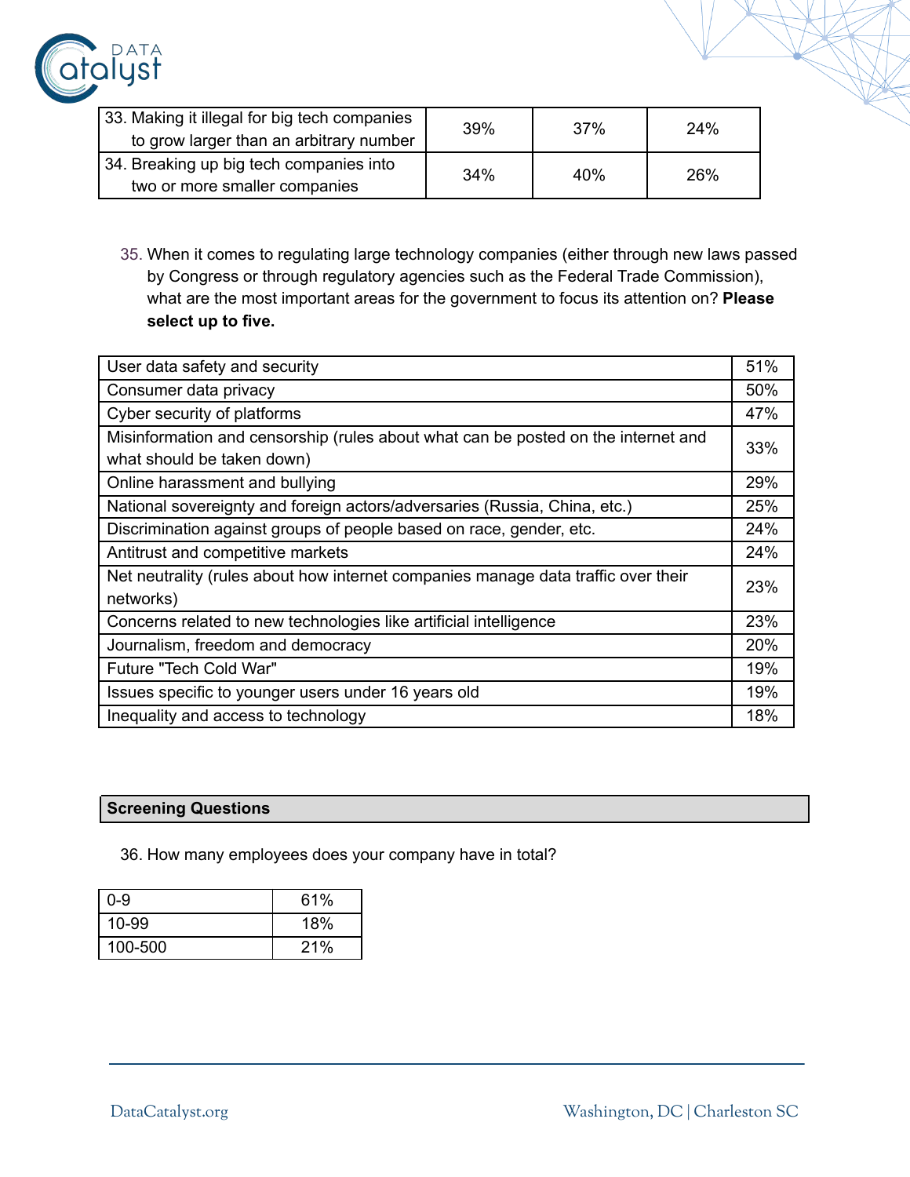| | | | |
|---|---|---|---|
| 33. Making it illegal for big tech companies to grow larger than an arbitrary number | 39% | 37% | 24% |
| 34. Breaking up big tech companies into two or more smaller companies | 34% | 40% | 26% |

35. When it comes to regulating large technology companies (either through new laws passed by Congress or through regulatory agencies such as the Federal Trade Commission), what are the most important areas for the government to focus its attention on? **Please select up to five.**

| | |
|---|---|
| User data safety and security | 51% |
| Consumer data privacy | 50% |
| Cyber security of platforms | 47% |
| Misinformation and censorship (rules about what can be posted on the internet and what should be taken down) | 33% |
| Online harassment and bullying | 29% |
| National sovereignty and foreign actors/adversaries (Russia, China, etc.) | 25% |
| Discrimination against groups of people based on race, gender, etc. | 24% |
| Antitrust and competitive markets | 24% |
| Net neutrality (rules about how internet companies manage data traffic over their networks) | 23% |
| Concerns related to new technologies like artificial intelligence | 23% |
| Journalism, freedom and democracy | 20% |
| Future "Tech Cold War" | 19% |
| Issues specific to younger users under 16 years old | 19% |
| Inequality and access to technology | 18% |

## Screening Questions

36. How many employees does your company have in total?

| | |
|---|---|
| 0-9 | 61% |
| 10-99 | 18% |
| 100-500 | 21% |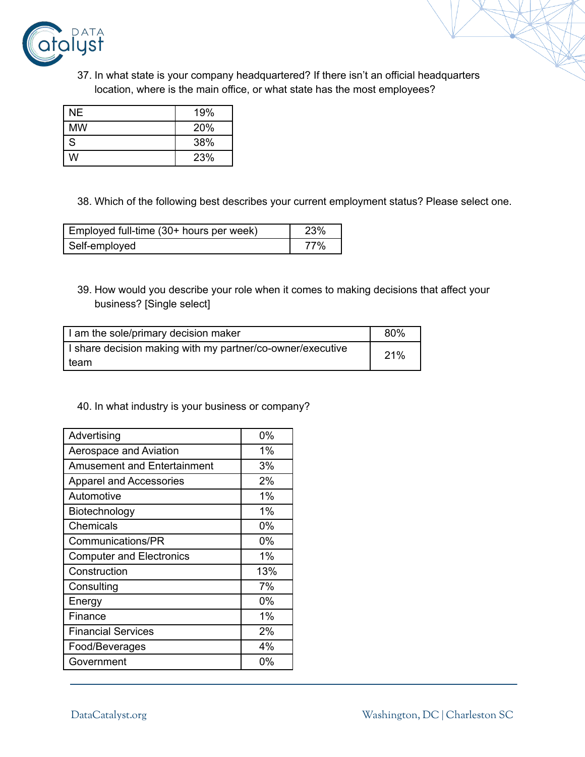37. In what state is your company headquartered? If there isn't an official headquarters location, where is the main office, or what state has the most employees?

| | |
|---|---|
| NE | 19% |
| MW | 20% |
| S | 38% |
| W | 23% |

38. Which of the following best describes your current employment status? Please select one.

| | |
|---|---|
| Employed full-time (30+ hours per week) | 23% |
| Self-employed | 77% |

39. How would you describe your role when it comes to making decisions that affect your business? [Single select]

| | |
|---|---|
| I am the sole/primary decision maker | 80% |
| I share decision making with my partner/co-owner/executive team | 21% |

40. In what industry is your business or company?

| | |
|---|---|
| Advertising | 0% |
| Aerospace and Aviation | 1% |
| Amusement and Entertainment | 3% |
| Apparel and Accessories | 2% |
| Automotive | 1% |
| Biotechnology | 1% |
| Chemicals | 0% |
| Communications/PR | 0% |
| Computer and Electronics | 1% |
| Construction | 13% |
| Consulting | 7% |
| Energy | 0% |
| Finance | 1% |
| Financial Services | 2% |
| Food/Beverages | 4% |
| Government | 0% |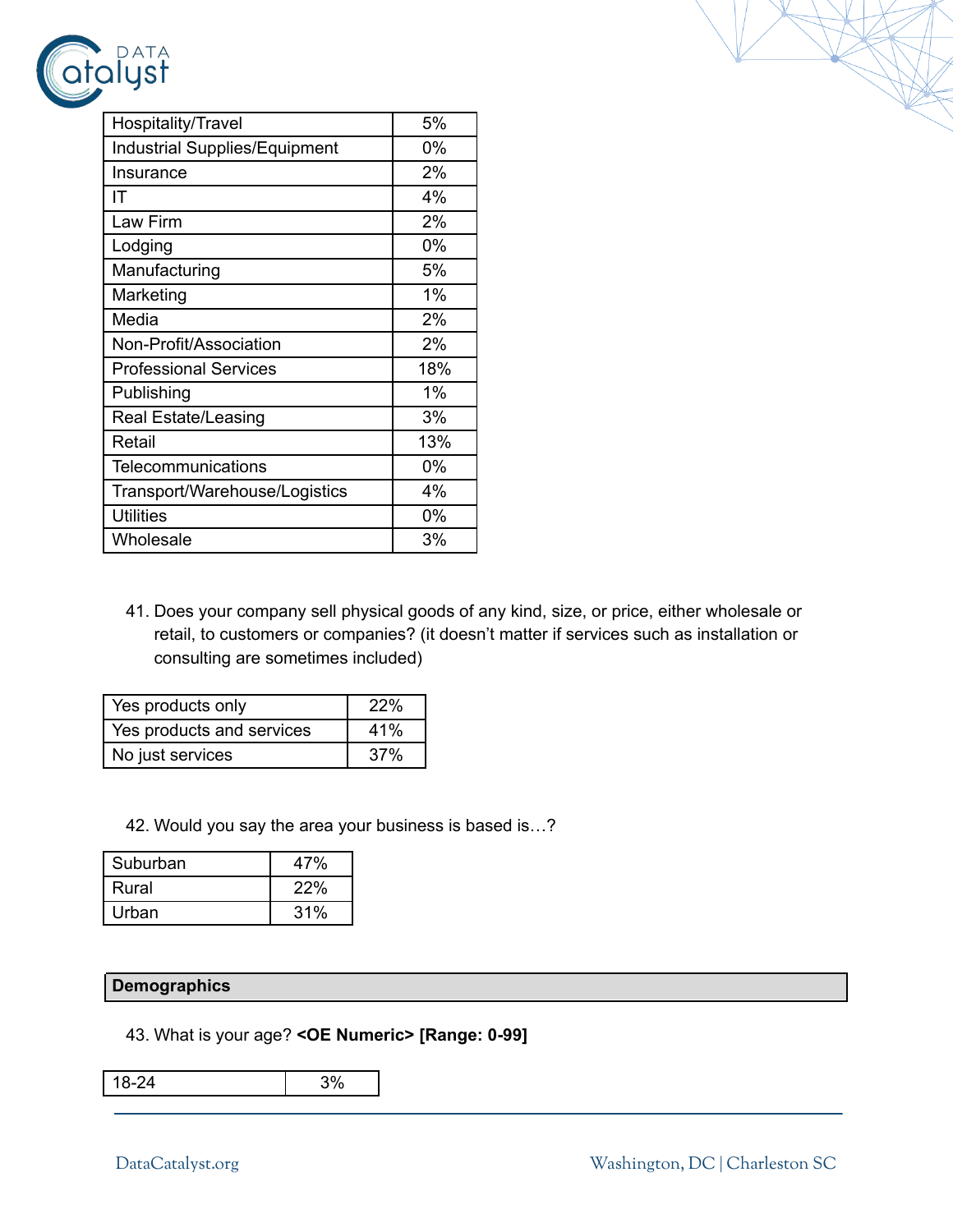| Hospitality/Travel | 5% |
| --- | --- |
| Industrial Supplies/Equipment | 0% |
| Insurance | 2% |
| IT | 4% |
| Law Firm | 2% |
| Lodging | 0% |
| Manufacturing | 5% |
| Marketing | 1% |
| Media | 2% |
| Non-Profit/Association | 2% |
| Professional Services | 18% |
| Publishing | 1% |
| Real Estate/Leasing | 3% |
| Retail | 13% |
| Telecommunications | 0% |
| Transport/Warehouse/Logistics | 4% |
| Utilities | 0% |
| Wholesale | 3% |

41. Does your company sell physical goods of any kind, size, or price, either wholesale or retail, to customers or companies? (it doesn't matter if services such as installation or consulting are sometimes included)

| Yes products only | 22% |
| --- | --- |
| Yes products and services | 41% |
| No just services | 37% |

42. Would you say the area your business is based is…?

| Suburban | 47% |
| --- | --- |
| Rural | 22% |
| Urban | 31% |

## Demographics

43. What is your age? **<OE Numeric> [Range: 0-99]**

| 18-24 | 3% |
| --- | --- |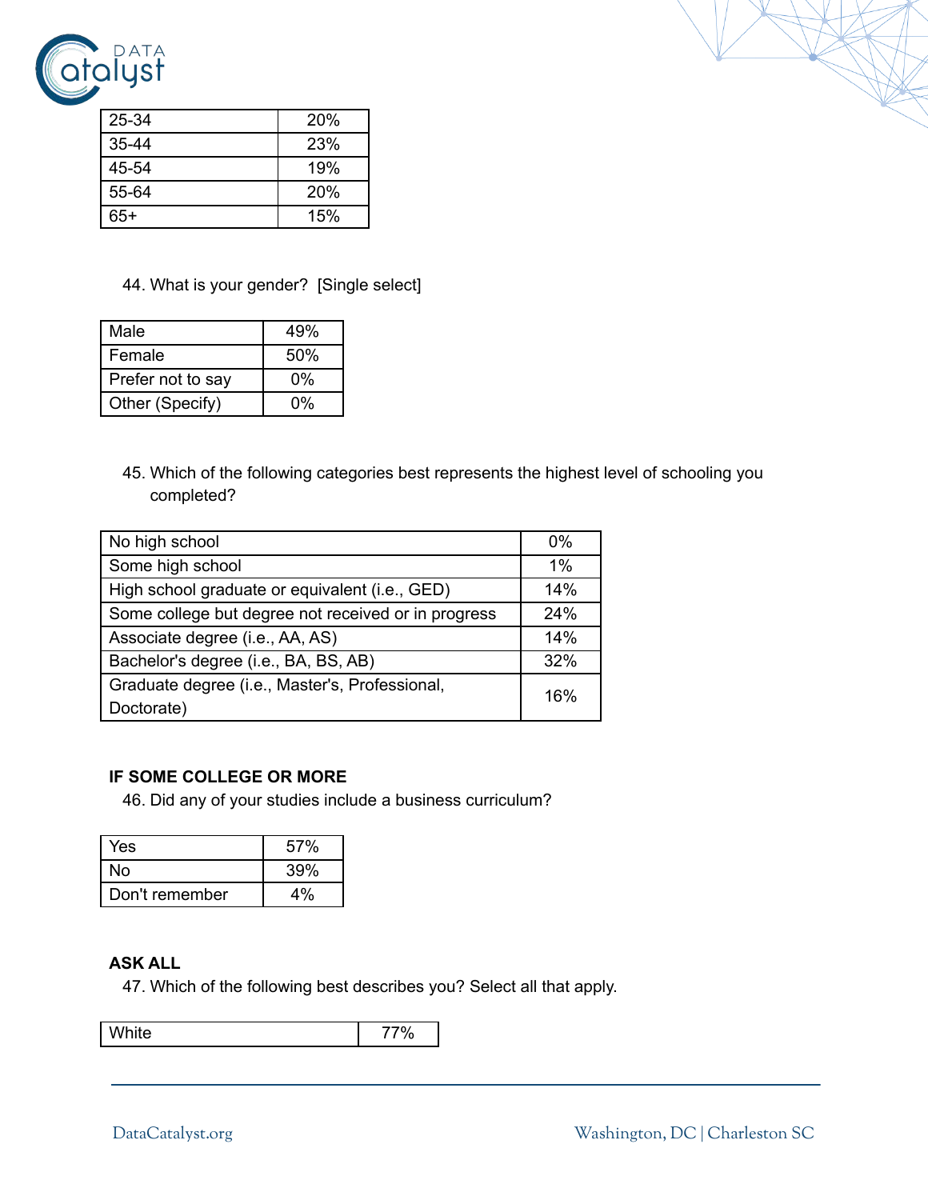| 25-34 | 20% |
|---|---|
| 35-44 | 23% |
| 45-54 | 19% |
| 55-64 | 20% |
| 65+ | 15% |

44. What is your gender? [Single select]

| Male | 49% |
|---|---|
| Female | 50% |
| Prefer not to say | 0% |
| Other (Specify) | 0% |

45. Which of the following categories best represents the highest level of schooling you completed?

| No high school | 0% |
|---|---|
| Some high school | 1% |
| High school graduate or equivalent (i.e., GED) | 14% |
| Some college but degree not received or in progress | 24% |
| Associate degree (i.e., AA, AS) | 14% |
| Bachelor's degree (i.e., BA, BS, AB) | 32% |
| Graduate degree (i.e., Master's, Professional, Doctorate) | 16% |

**IF SOME COLLEGE OR MORE**

46. Did any of your studies include a business curriculum?

| Yes | 57% |
|---|---|
| No | 39% |
| Don't remember | 4% |

**ASK ALL**

47. Which of the following best describes you? Select all that apply.

| White | 77% |
|---|---|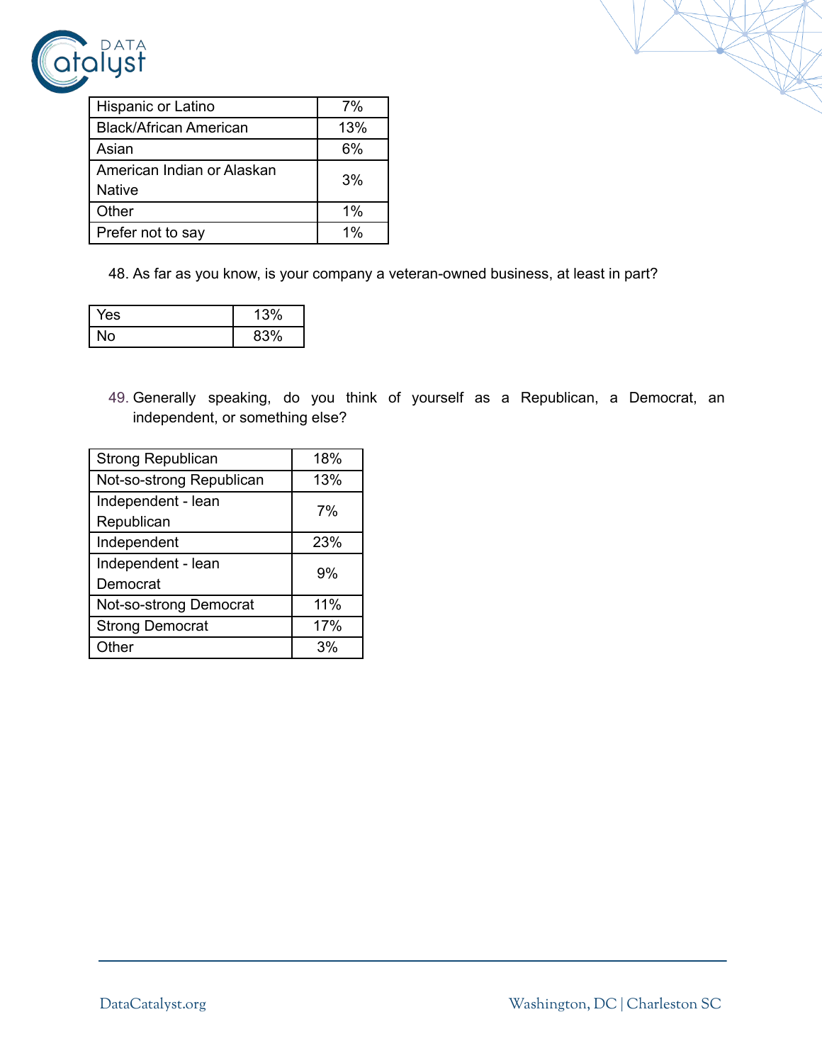| | |
|---|---|
| Hispanic or Latino | 7% |
| Black/African American | 13% |
| Asian | 6% |
| American Indian or Alaskan Native | 3% |
| Other | 1% |
| Prefer not to say | 1% |

48. As far as you know, is your company a veteran-owned business, at least in part?

| | |
|---|---|
| Yes | 13% |
| No | 83% |

49. Generally speaking, do you think of yourself as a Republican, a Democrat, an independent, or something else?

| | |
|---|---|
| Strong Republican | 18% |
| Not-so-strong Republican | 13% |
| Independent - lean Republican | 7% |
| Independent | 23% |
| Independent - lean Democrat | 9% |
| Not-so-strong Democrat | 11% |
| Strong Democrat | 17% |
| Other | 3% |